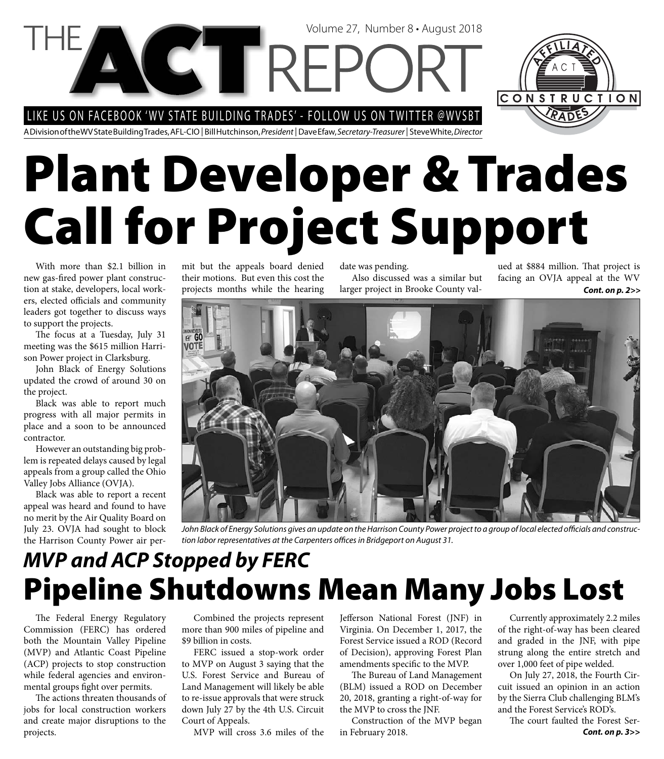# THE ACT REPORT

Volume 27, Number 8 • August 2018

LIKE US ON FACEBOOK 'WV STATE BUILDING TRADES' - FOLLOW US ON TWITTER @WVSBT

A Division of the WV State Building Trades, AFL-CIO | Bill Hutchinson, *President* | Dave Efaw, *Secretary-Treasurer* | Steve White, *Director*

# Plant Developer & Trades Call for Project Support

With more than $2.1 billion in new gas-fired power plant construction at stake, developers, local workers, elected officials and community leaders got together to discuss ways to support the projects.

The focus at a Tuesday, July 31 meeting was the $615 million Harrison Power project in Clarksburg.

John Black of Energy Solutions updated the crowd of around 30 on the project.

Black was able to report much progress with all major permits in place and a soon to be announced contractor.

However an outstanding big problem is repeated delays caused by legal appeals from a group called the Ohio Valley Jobs Alliance (OVJA).

Black was able to report a recent appeal was heard and found to have no merit by the Air Quality Board on July 23. OVJA had sought to block the Harrison County Power air permit but the appeals board denied their motions. But even this cost the projects months while the hearing date was pending.

Also discussed was a similar but larger project in Brooke County valued at $884 million. That project is facing an OVJA appeal at the WV

***Cont. on p. 2>>***

*John Black of Energy Solutions gives an update on the Harrison County Power project to a group of local elected officials and construction labor representatives at the Carpenters offices in Bridgeport on August 31.*

## *MVP and ACP Stopped by FERC*

# Pipeline Shutdowns Mean Many Jobs Lost

The Federal Energy Regulatory Commission (FERC) has ordered both the Mountain Valley Pipeline (MVP) and Atlantic Coast Pipeline (ACP) projects to stop construction while federal agencies and environmental groups fight over permits.

The actions threaten thousands of jobs for local construction workers and create major disruptions to the projects.

Combined the projects represent more than 900 miles of pipeline and $9 billion in costs.

FERC issued a stop-work order to MVP on August 3 saying that the U.S. Forest Service and Bureau of Land Management will likely be able to re-issue approvals that were struck down July 27 by the 4th U.S. Circuit Court of Appeals.

MVP will cross 3.6 miles of the Jefferson National Forest (JNF) in Virginia. On December 1, 2017, the Forest Service issued a ROD (Record of Decision), approving Forest Plan amendments specific to the MVP.

The Bureau of Land Management (BLM) issued a ROD on December 20, 2018, granting a right-of-way for the MVP to cross the JNF.

Construction of the MVP began in February 2018.

Currently approximately 2.2 miles of the right-of-way has been cleared and graded in the JNF, with pipe strung along the entire stretch and over 1,000 feet of pipe welded.

On July 27, 2018, the Fourth Circuit issued an opinion in an action by the Sierra Club challenging BLM's and the Forest Service's ROD's.

The court faulted the Forest Ser-

***Cont. on p. 3>>***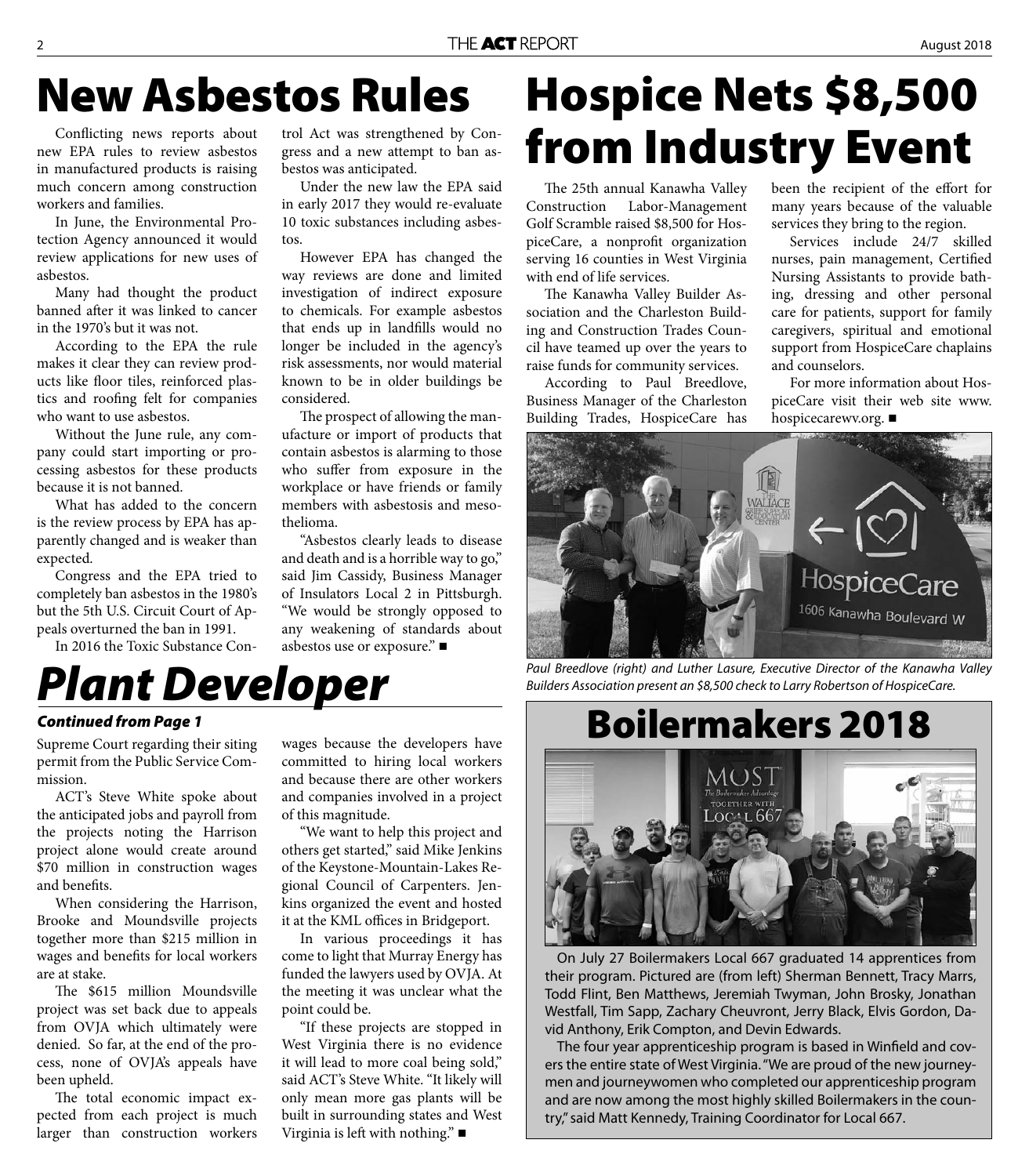# New Asbestos Rules

Conflicting news reports about new EPA rules to review asbestos in manufactured products is raising much concern among construction workers and families.

In June, the Environmental Protection Agency announced it would review applications for new uses of asbestos.

Many had thought the product banned after it was linked to cancer in the 1970's but it was not.

According to the EPA the rule makes it clear they can review products like floor tiles, reinforced plastics and roofing felt for companies who want to use asbestos.

Without the June rule, any company could start importing or processing asbestos for these products because it is not banned.

What has added to the concern is the review process by EPA has apparently changed and is weaker than expected.

Congress and the EPA tried to completely ban asbestos in the 1980's but the 5th U.S. Circuit Court of Appeals overturned the ban in 1991.

In 2016 the Toxic Substance Control Act was strengthened by Congress and a new attempt to ban asbestos was anticipated.

Under the new law the EPA said in early 2017 they would re-evaluate 10 toxic substances including asbestos.

However EPA has changed the way reviews are done and limited investigation of indirect exposure to chemicals. For example asbestos that ends up in landfills would no longer be included in the agency's risk assessments, nor would material known to be in older buildings be considered.

The prospect of allowing the manufacture or import of products that contain asbestos is alarming to those who suffer from exposure in the workplace or have friends or family members with asbestosis and mesothelioma.

"Asbestos clearly leads to disease and death and is a horrible way to go," said Jim Cassidy, Business Manager of Insulators Local 2 in Pittsburgh. "We would be strongly opposed to any weakening of standards about asbestos use or exposure." ■

# *Plant Developer*

***Continued from Page 1***

Supreme Court regarding their siting permit from the Public Service Commission.

ACT's Steve White spoke about the anticipated jobs and payroll from the projects noting the Harrison project alone would create around $70 million in construction wages and benefits.

When considering the Harrison, Brooke and Moundsville projects together more than $215 million in wages and benefits for local workers are at stake.

The $615 million Moundsville project was set back due to appeals from OVJA which ultimately were denied. So far, at the end of the process, none of OVJA's appeals have been upheld.

The total economic impact expected from each project is much larger than construction workers wages because the developers have committed to hiring local workers and because there are other workers and companies involved in a project of this magnitude.

"We want to help this project and others get started," said Mike Jenkins of the Keystone-Mountain-Lakes Regional Council of Carpenters. Jenkins organized the event and hosted it at the KML offices in Bridgeport.

In various proceedings it has come to light that Murray Energy has funded the lawyers used by OVJA. At the meeting it was unclear what the point could be.

"If these projects are stopped in West Virginia there is no evidence it will lead to more coal being sold," said ACT's Steve White. "It likely will only mean more gas plants will be built in surrounding states and West Virginia is left with nothing." ■

# Hospice Nets $8,500 from Industry Event

The 25th annual Kanawha Valley Construction Labor-Management Golf Scramble raised $8,500 for HospiceCare, a nonprofit organization serving 16 counties in West Virginia with end of life services.

The Kanawha Valley Builder Association and the Charleston Building and Construction Trades Council have teamed up over the years to raise funds for community services.

According to Paul Breedlove, Business Manager of the Charleston Building Trades, HospiceCare has been the recipient of the effort for many years because of the valuable services they bring to the region.

Services include 24/7 skilled nurses, pain management, Certified Nursing Assistants to provide bathing, dressing and other personal care for patients, support for family caregivers, spiritual and emotional support from HospiceCare chaplains and counselors.

For more information about HospiceCare visit their web site www.hospicecarewv.org. ■

*Paul Breedlove (right) and Luther Lasure, Executive Director of the Kanawha Valley Builders Association present an $8,500 check to Larry Robertson of HospiceCare.*

# Boilermakers 2018

On July 27 Boilermakers Local 667 graduated 14 apprentices from their program. Pictured are (from left) Sherman Bennett, Tracy Marrs, Todd Flint, Ben Matthews, Jeremiah Twyman, John Brosky, Jonathan Westfall, Tim Sapp, Zachary Cheuvront, Jerry Black, Elvis Gordon, David Anthony, Erik Compton, and Devin Edwards.

The four year apprenticeship program is based in Winfield and covers the entire state of West Virginia. "We are proud of the new journeymen and journeywomen who completed our apprenticeship program and are now among the most highly skilled Boilermakers in the country," said Matt Kennedy, Training Coordinator for Local 667.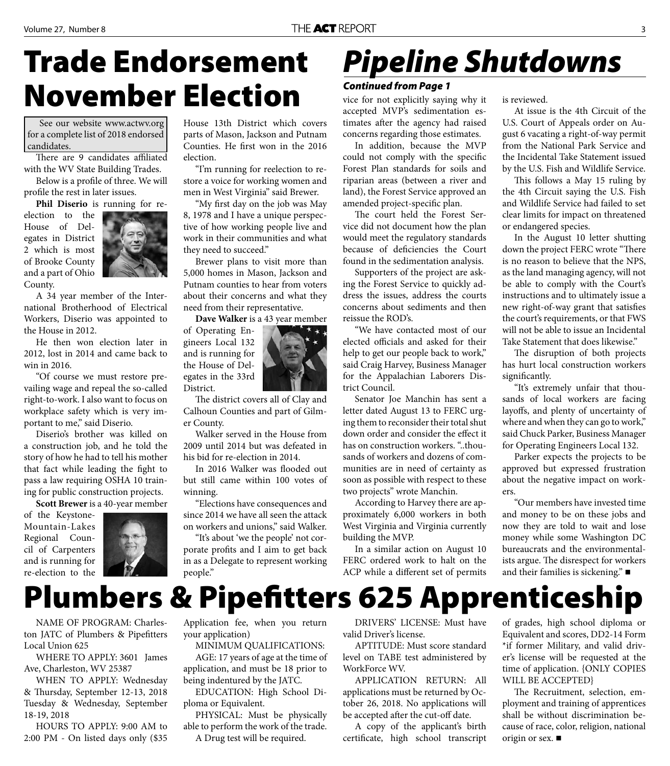# Trade Endorsement November Election

See our website www.actwv.org for a complete list of 2018 endorsed candidates.

There are 9 candidates affiliated with the WV State Building Trades.

Below is a profile of three. We will profile the rest in later issues.

**Phil Diserio** is running for re-election to the House of Delegates in District 2 which is most of Brooke County and a part of Ohio County.

A 34 year member of the International Brotherhood of Electrical Workers, Diserio was appointed to the House in 2012.

He then won election later in 2012, lost in 2014 and came back to win in 2016.

"Of course we must restore prevailing wage and repeal the so-called right-to-work. I also want to focus on workplace safety which is very important to me," said Diserio.

Diserio's brother was killed on a construction job, and he told the story of how he had to tell his mother that fact while leading the fight to pass a law requiring OSHA 10 training for public construction projects.

**Scott Brewer** is a 40-year member of the Keystone-Mountain-Lakes Regional Council of Carpenters and is running for re-election to the House 13th District which covers parts of Mason, Jackson and Putnam Counties. He first won in the 2016 election.

"I'm running for reelection to restore a voice for working women and men in West Virginia" said Brewer.

"My first day on the job was May 8, 1978 and I have a unique perspective of how working people live and work in their communities and what they need to succeed."

Brewer plans to visit more than 5,000 homes in Mason, Jackson and Putnam counties to hear from voters about their concerns and what they need from their representative.

**Dave Walker** is a 43 year member of Operating Engineers Local 132 and is running for the House of Delegates in the 33rd District.

The district covers all of Clay and Calhoun Counties and part of Gilmer County.

Walker served in the House from 2009 until 2014 but was defeated in his bid for re-election in 2014.

In 2016 Walker was flooded out but still came within 100 votes of winning.

"Elections have consequences and since 2014 we have all seen the attack on workers and unions," said Walker.

"It's about 'we the people' not corporate profits and I aim to get back in as a Delegate to represent working people."

# *Pipeline Shutdowns*

***Continued from Page 1***

vice for not explicitly saying why it accepted MVP's sedimentation estimates after the agency had raised concerns regarding those estimates.

In addition, because the MVP could not comply with the specific Forest Plan standards for soils and riparian areas (between a river and land), the Forest Service approved an amended project-specific plan.

The court held the Forest Service did not document how the plan would meet the regulatory standards because of deficiencies the Court found in the sedimentation analysis.

Supporters of the project are asking the Forest Service to quickly address the issues, address the courts concerns about sediments and then reissue the ROD's.

"We have contacted most of our elected officials and asked for their help to get our people back to work," said Craig Harvey, Business Manager for the Appalachian Laborers District Council.

Senator Joe Manchin has sent a letter dated August 13 to FERC urging them to reconsider their total shut down order and consider the effect it has on construction workers. "..thousands of workers and dozens of communities are in need of certainty as soon as possible with respect to these two projects" wrote Manchin.

According to Harvey there are approximately 6,000 workers in both West Virginia and Virginia currently building the MVP.

In a similar action on August 10 FERC ordered work to halt on the ACP while a different set of permits is reviewed.

At issue is the 4th Circuit of the U.S. Court of Appeals order on August 6 vacating a right-of-way permit from the National Park Service and the Incidental Take Statement issued by the U.S. Fish and Wildlife Service.

This follows a May 15 ruling by the 4th Circuit saying the U.S. Fish and Wildlife Service had failed to set clear limits for impact on threatened or endangered species.

In the August 10 letter shutting down the project FERC wrote "There is no reason to believe that the NPS, as the land managing agency, will not be able to comply with the Court's instructions and to ultimately issue a new right-of-way grant that satisfies the court's requirements, or that FWS will not be able to issue an Incidental Take Statement that does likewise."

The disruption of both projects has hurt local construction workers significantly.

"It's extremely unfair that thousands of local workers are facing layoffs, and plenty of uncertainty of where and when they can go to work," said Chuck Parker, Business Manager for Operating Engineers Local 132.

Parker expects the projects to be approved but expressed frustration about the negative impact on workers.

"Our members have invested time and money to be on these jobs and now they are told to wait and lose money while some Washington DC bureaucrats and the environmentalists argue. The disrespect for workers and their families is sickening." ■

# Plumbers & Pipefitters 625 Apprenticeship

NAME OF PROGRAM: Charleston JATC of Plumbers & Pipefitters Local Union 625

WHERE TO APPLY: 3601 James Ave, Charleston, WV 25387

WHEN TO APPLY: Wednesday & Thursday, September 12-13, 2018 Tuesday & Wednesday, September 18-19, 2018

HOURS TO APPLY: 9:00 AM to 2:00 PM - On listed days only ($35 Application fee, when you return your application)

MINIMUM QUALIFICATIONS:

AGE: 17 years of age at the time of application, and must be 18 prior to being indentured by the JATC.

EDUCATION: High School Diploma or Equivalent.

PHYSICAL: Must be physically able to perform the work of the trade.

A Drug test will be required.

DRIVERS' LICENSE: Must have valid Driver's license.

APTITUDE: Must score standard level on TABE test administered by WorkForce WV.

APPLICATION RETURN: All applications must be returned by October 26, 2018. No applications will be accepted after the cut-off date.

A copy of the applicant's birth certificate, high school transcript of grades, high school diploma or Equivalent and scores, DD2-14 Form *if former Military, and valid driver's license will be requested at the time of application. {ONLY COPIES WILL BE ACCEPTED}

The Recruitment, selection, employment and training of apprentices shall be without discrimination because of race, color, religion, national origin or sex. ■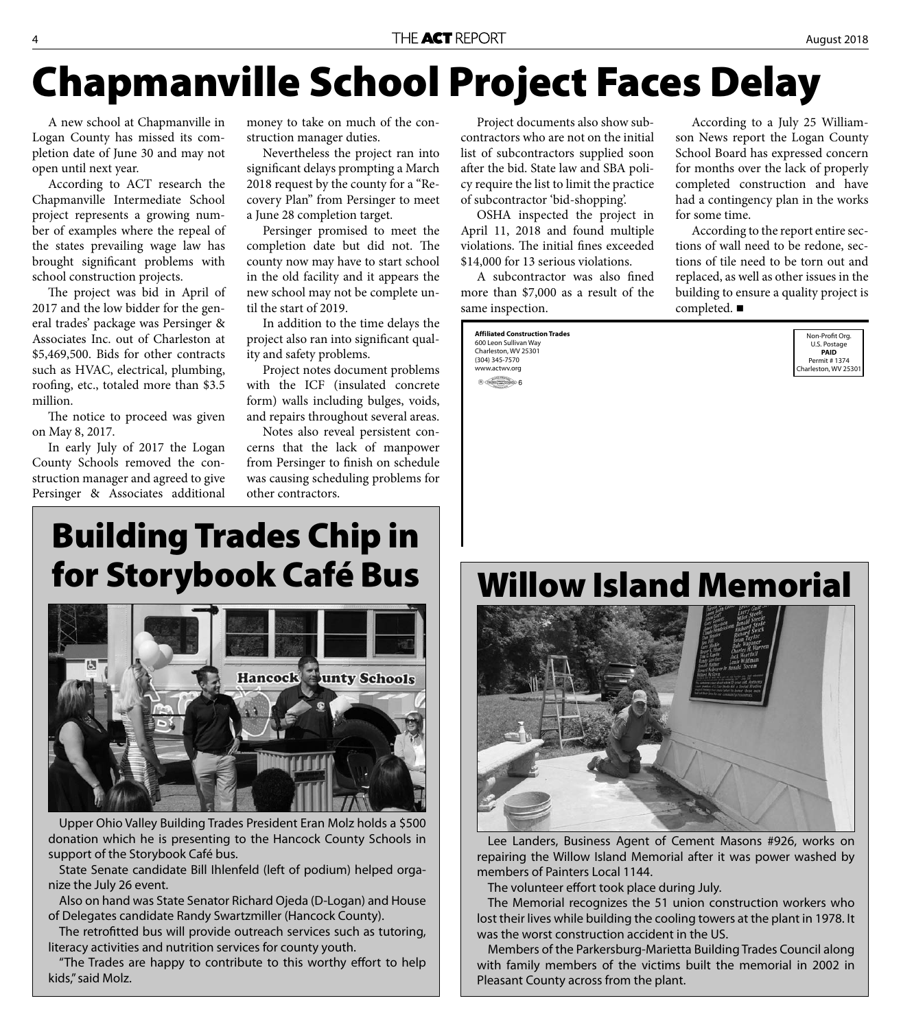# Chapmanville School Project Faces Delay

A new school at Chapmanville in Logan County has missed its completion date of June 30 and may not open until next year.

According to ACT research the Chapmanville Intermediate School project represents a growing number of examples where the repeal of the states prevailing wage law has brought significant problems with school construction projects.

The project was bid in April of 2017 and the low bidder for the general trades' package was Persinger & Associates Inc. out of Charleston at $5,469,500. Bids for other contracts such as HVAC, electrical, plumbing, roofing, etc., totaled more than $3.5 million.

The notice to proceed was given on May 8, 2017.

In early July of 2017 the Logan County Schools removed the construction manager and agreed to give Persinger & Associates additional money to take on much of the construction manager duties.

Nevertheless the project ran into significant delays prompting a March 2018 request by the county for a "Recovery Plan" from Persinger to meet a June 28 completion target.

Persinger promised to meet the completion date but did not. The county now may have to start school in the old facility and it appears the new school may not be complete until the start of 2019.

In addition to the time delays the project also ran into significant quality and safety problems.

Project notes document problems with the ICF (insulated concrete form) walls including bulges, voids, and repairs throughout several areas.

Notes also reveal persistent concerns that the lack of manpower from Persinger to finish on schedule was causing scheduling problems for other contractors.

Project documents also show subcontractors who are not on the initial list of subcontractors supplied soon after the bid. State law and SBA policy require the list to limit the practice of subcontractor 'bid-shopping'.

OSHA inspected the project in April 11, 2018 and found multiple violations. The initial fines exceeded $14,000 for 13 serious violations.

A subcontractor was also fined more than $7,000 as a result of the same inspection.

According to a July 25 Williamson News report the Logan County School Board has expressed concern for months over the lack of properly completed construction and have had a contingency plan in the works for some time.

According to the report entire sections of wall need to be redone, sections of tile need to be torn out and replaced, as well as other issues in the building to ensure a quality project is completed. ■

**Affiliated Construction Trades**
600 Leon Sullivan Way
Charleston, WV 25301
(304) 345-7570
www.actwv.org

Non-Profit Org.
U.S. Postage
**PAID**
Permit # 1374
Charleston, WV 25301

# Building Trades Chip in for Storybook Café Bus

Upper Ohio Valley Building Trades President Eran Molz holds a $500 donation which he is presenting to the Hancock County Schools in support of the Storybook Café bus.

State Senate candidate Bill Ihlenfeld (left of podium) helped organize the July 26 event.

Also on hand was State Senator Richard Ojeda (D-Logan) and House of Delegates candidate Randy Swartzmiller (Hancock County).

The retrofitted bus will provide outreach services such as tutoring, literacy activities and nutrition services for county youth.

"The Trades are happy to contribute to this worthy effort to help kids," said Molz.

# Willow Island Memorial

Lee Landers, Business Agent of Cement Masons #926, works on repairing the Willow Island Memorial after it was power washed by members of Painters Local 1144.

The volunteer effort took place during July.

The Memorial recognizes the 51 union construction workers who lost their lives while building the cooling towers at the plant in 1978. It was the worst construction accident in the US.

Members of the Parkersburg-Marietta Building Trades Council along with family members of the victims built the memorial in 2002 in Pleasant County across from the plant.